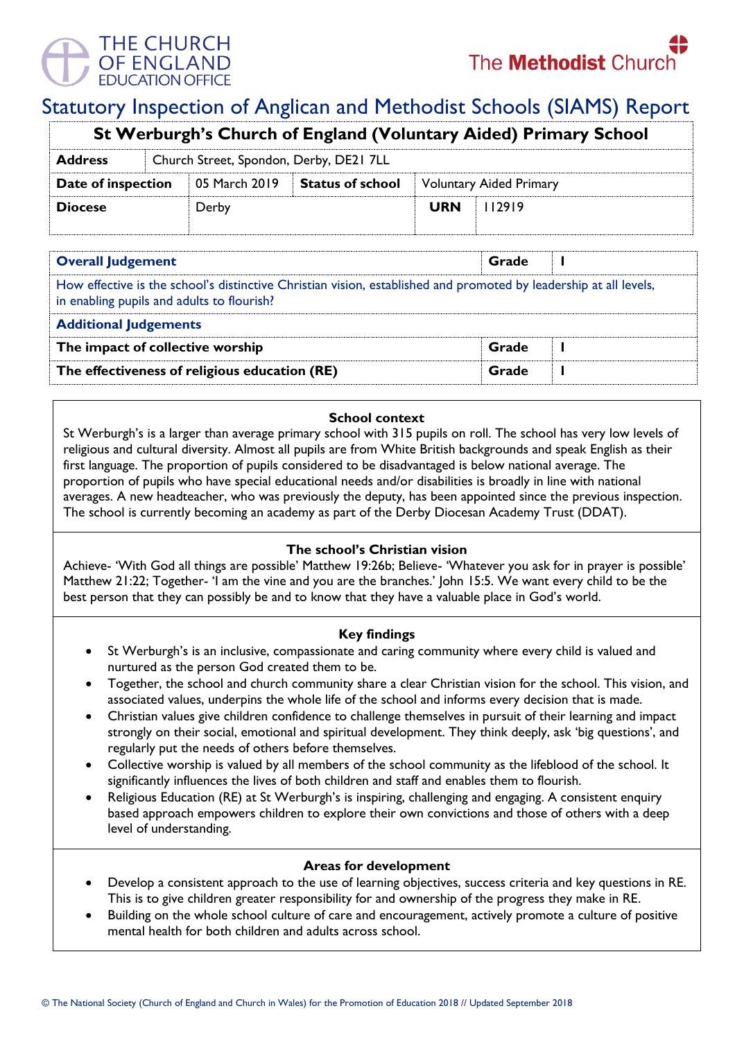THE CHURCH OF ENGLAND EDUCATION OFFICE

The Methodist Church

# Statutory Inspection of Anglican and Methodist Schools (SIAMS) Report

## St Werburgh's Church of England (Voluntary Aided) Primary School

| **Address** | Church Street, Spondon, Derby, DE21 7LL | | |
|---|---|---|---|
| **Date of inspection** | 05 March 2019 | **Status of school** | Voluntary Aided Primary |
| **Diocese** | Derby | **URN** | 112919 |

| **Overall Judgement** | **Grade** | **1** |
|---|---|---|
| How effective is the school's distinctive Christian vision, established and promoted by leadership at all levels, in enabling pupils and adults to flourish? | | |
| **Additional Judgements** | | |
| **The impact of collective worship** | **Grade** | **1** |
| **The effectiveness of religious education (RE)** | **Grade** | **1** |

### School context

St Werburgh's is a larger than average primary school with 315 pupils on roll. The school has very low levels of religious and cultural diversity. Almost all pupils are from White British backgrounds and speak English as their first language. The proportion of pupils considered to be disadvantaged is below national average. The proportion of pupils who have special educational needs and/or disabilities is broadly in line with national averages. A new headteacher, who was previously the deputy, has been appointed since the previous inspection. The school is currently becoming an academy as part of the Derby Diocesan Academy Trust (DDAT).

### The school's Christian vision

Achieve- 'With God all things are possible' Matthew 19:26b; Believe- 'Whatever you ask for in prayer is possible' Matthew 21:22; Together- 'I am the vine and you are the branches.' John 15:5. We want every child to be the best person that they can possibly be and to know that they have a valuable place in God's world.

### Key findings

- St Werburgh's is an inclusive, compassionate and caring community where every child is valued and nurtured as the person God created them to be.
- Together, the school and church community share a clear Christian vision for the school. This vision, and associated values, underpins the whole life of the school and informs every decision that is made.
- Christian values give children confidence to challenge themselves in pursuit of their learning and impact strongly on their social, emotional and spiritual development. They think deeply, ask 'big questions', and regularly put the needs of others before themselves.
- Collective worship is valued by all members of the school community as the lifeblood of the school. It significantly influences the lives of both children and staff and enables them to flourish.
- Religious Education (RE) at St Werburgh's is inspiring, challenging and engaging. A consistent enquiry based approach empowers children to explore their own convictions and those of others with a deep level of understanding.

### Areas for development

- Develop a consistent approach to the use of learning objectives, success criteria and key questions in RE. This is to give children greater responsibility for and ownership of the progress they make in RE.
- Building on the whole school culture of care and encouragement, actively promote a culture of positive mental health for both children and adults across school.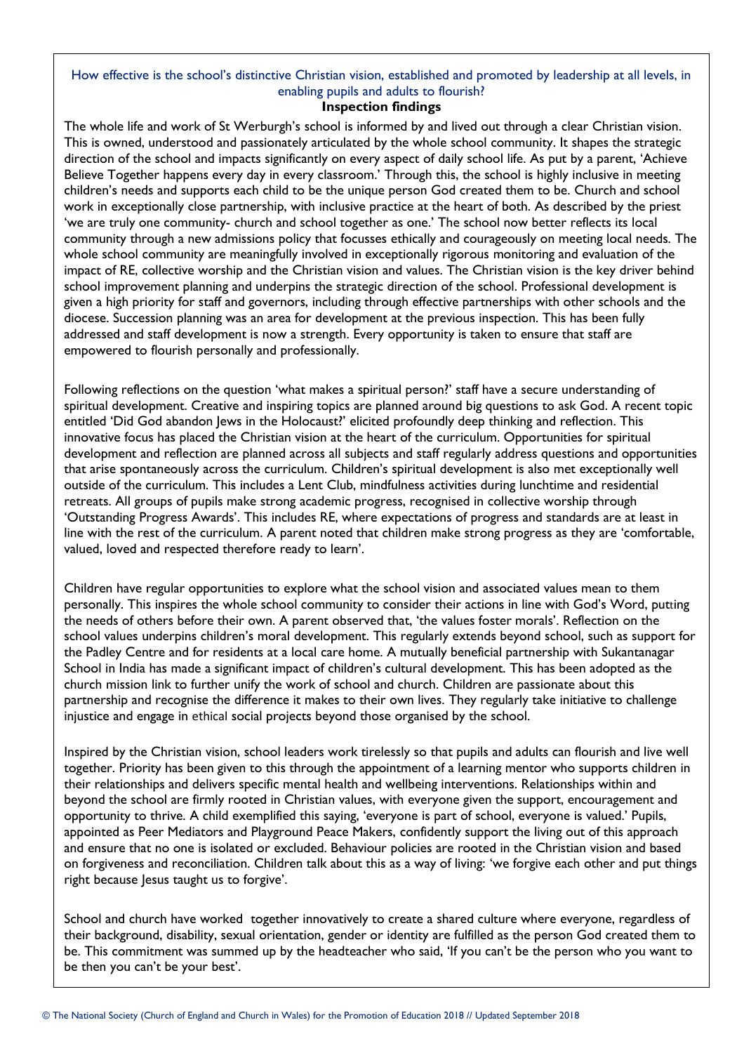How effective is the school's distinctive Christian vision, established and promoted by leadership at all levels, in enabling pupils and adults to flourish?

**Inspection findings**

The whole life and work of St Werburgh's school is informed by and lived out through a clear Christian vision. This is owned, understood and passionately articulated by the whole school community. It shapes the strategic direction of the school and impacts significantly on every aspect of daily school life. As put by a parent, 'Achieve Believe Together happens every day in every classroom.' Through this, the school is highly inclusive in meeting children's needs and supports each child to be the unique person God created them to be. Church and school work in exceptionally close partnership, with inclusive practice at the heart of both. As described by the priest 'we are truly one community- church and school together as one.' The school now better reflects its local community through a new admissions policy that focusses ethically and courageously on meeting local needs. The whole school community are meaningfully involved in exceptionally rigorous monitoring and evaluation of the impact of RE, collective worship and the Christian vision and values. The Christian vision is the key driver behind school improvement planning and underpins the strategic direction of the school. Professional development is given a high priority for staff and governors, including through effective partnerships with other schools and the diocese. Succession planning was an area for development at the previous inspection. This has been fully addressed and staff development is now a strength. Every opportunity is taken to ensure that staff are empowered to flourish personally and professionally.

Following reflections on the question 'what makes a spiritual person?' staff have a secure understanding of spiritual development. Creative and inspiring topics are planned around big questions to ask God. A recent topic entitled 'Did God abandon Jews in the Holocaust?' elicited profoundly deep thinking and reflection. This innovative focus has placed the Christian vision at the heart of the curriculum. Opportunities for spiritual development and reflection are planned across all subjects and staff regularly address questions and opportunities that arise spontaneously across the curriculum. Children's spiritual development is also met exceptionally well outside of the curriculum. This includes a Lent Club, mindfulness activities during lunchtime and residential retreats. All groups of pupils make strong academic progress, recognised in collective worship through 'Outstanding Progress Awards'. This includes RE, where expectations of progress and standards are at least in line with the rest of the curriculum. A parent noted that children make strong progress as they are 'comfortable, valued, loved and respected therefore ready to learn'.

Children have regular opportunities to explore what the school vision and associated values mean to them personally. This inspires the whole school community to consider their actions in line with God's Word, putting the needs of others before their own. A parent observed that, 'the values foster morals'. Reflection on the school values underpins children's moral development. This regularly extends beyond school, such as support for the Padley Centre and for residents at a local care home. A mutually beneficial partnership with Sukantanagar School in India has made a significant impact of children's cultural development. This has been adopted as the church mission link to further unify the work of school and church. Children are passionate about this partnership and recognise the difference it makes to their own lives. They regularly take initiative to challenge injustice and engage in ethical social projects beyond those organised by the school.

Inspired by the Christian vision, school leaders work tirelessly so that pupils and adults can flourish and live well together. Priority has been given to this through the appointment of a learning mentor who supports children in their relationships and delivers specific mental health and wellbeing interventions. Relationships within and beyond the school are firmly rooted in Christian values, with everyone given the support, encouragement and opportunity to thrive. A child exemplified this saying, 'everyone is part of school, everyone is valued.' Pupils, appointed as Peer Mediators and Playground Peace Makers, confidently support the living out of this approach and ensure that no one is isolated or excluded. Behaviour policies are rooted in the Christian vision and based on forgiveness and reconciliation. Children talk about this as a way of living: 'we forgive each other and put things right because Jesus taught us to forgive'.

School and church have worked together innovatively to create a shared culture where everyone, regardless of their background, disability, sexual orientation, gender or identity are fulfilled as the person God created them to be. This commitment was summed up by the headteacher who said, 'If you can't be the person who you want to be then you can't be your best'.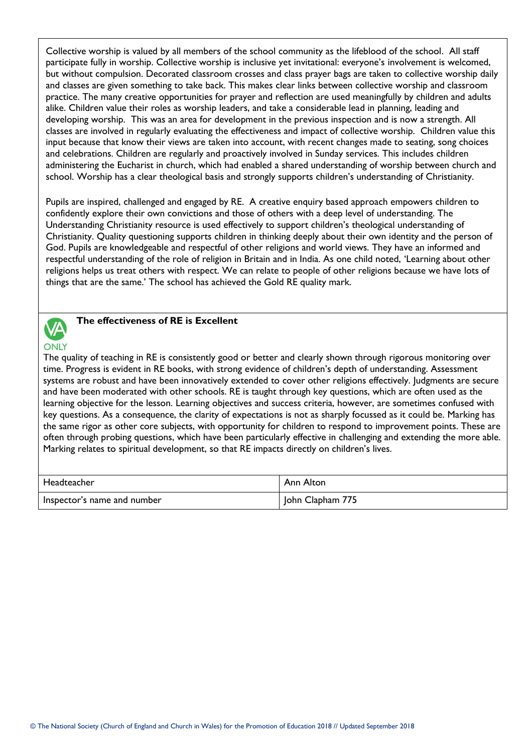Collective worship is valued by all members of the school community as the lifeblood of the school. All staff participate fully in worship. Collective worship is inclusive yet invitational: everyone's involvement is welcomed, but without compulsion. Decorated classroom crosses and class prayer bags are taken to collective worship daily and classes are given something to take back. This makes clear links between collective worship and classroom practice. The many creative opportunities for prayer and reflection are used meaningfully by children and adults alike. Children value their roles as worship leaders, and take a considerable lead in planning, leading and developing worship. This was an area for development in the previous inspection and is now a strength. All classes are involved in regularly evaluating the effectiveness and impact of collective worship. Children value this input because that know their views are taken into account, with recent changes made to seating, song choices and celebrations. Children are regularly and proactively involved in Sunday services. This includes children administering the Eucharist in church, which had enabled a shared understanding of worship between church and school. Worship has a clear theological basis and strongly supports children's understanding of Christianity.

Pupils are inspired, challenged and engaged by RE. A creative enquiry based approach empowers children to confidently explore their own convictions and those of others with a deep level of understanding. The Understanding Christianity resource is used effectively to support children's theological understanding of Christianity. Quality questioning supports children in thinking deeply about their own identity and the person of God. Pupils are knowledgeable and respectful of other religions and world views. They have an informed and respectful understanding of the role of religion in Britain and in India. As one child noted, 'Learning about other religions helps us treat others with respect. We can relate to people of other religions because we have lots of things that are the same.' The school has achieved the Gold RE quality mark.

VA ONLY

**The effectiveness of RE is Excellent**

The quality of teaching in RE is consistently good or better and clearly shown through rigorous monitoring over time. Progress is evident in RE books, with strong evidence of children's depth of understanding. Assessment systems are robust and have been innovatively extended to cover other religions effectively. Judgments are secure and have been moderated with other schools. RE is taught through key questions, which are often used as the learning objective for the lesson. Learning objectives and success criteria, however, are sometimes confused with key questions. As a consequence, the clarity of expectations is not as sharply focussed as it could be. Marking has the same rigor as other core subjects, with opportunity for children to respond to improvement points. These are often through probing questions, which have been particularly effective in challenging and extending the more able. Marking relates to spiritual development, so that RE impacts directly on children's lives.

| | |
|---|---|
| Headteacher | Ann Alton |
| Inspector's name and number | John Clapham 775 |

© The National Society (Church of England and Church in Wales) for the Promotion of Education 2018 // Updated September 2018